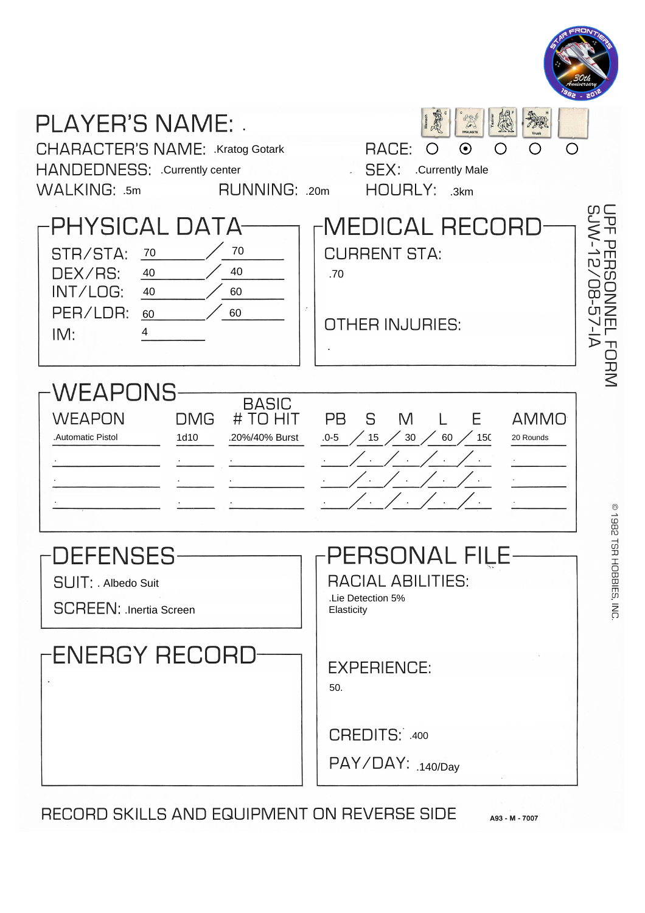PLAYER'S NAME: .

CHARACTER'S NAME: .Kratog Gotark

RACE: ○ ⦿ ○ ○ ○

HANDEDNESS: .Currently center

SEX: .Currently Male

WALKING: .5m

RUNNING: .20m

HOURLY: .3km

UPF PERSONNEL FORM SJW-12/08-57-IA

## PHYSICAL DATA

| | | |
|---|---|---|
| STR/STA: | 70 | 70 |
| DEX/RS: | 40 | 40 |
| INT/LOG: | 40 | 60 |
| PER/LDR: | 60 | 60 |
| IM: | 4 | |

## MEDICAL RECORD

CURRENT STA:

.70

OTHER INJURIES:

.

## WEAPONS

| WEAPON | DMG | BASIC # TO HIT | PB | S | M | L | E | AMMO |
|---|---|---|---|---|---|---|---|---|
| .Automatic Pistol | 1d10 | .20%/40% Burst | .0-5 | 15 | 30 | 60 | 150 | 20 Rounds |
| . | . | . | . | . | . | . | . | . |
| . | . | . | . | . | . | . | . | . |
| . | . | . | . | . | . | . | . | . |

## DEFENSES

SUIT: . Albedo Suit

SCREEN: .Inertia Screen

## PERSONAL FILE

RACIAL ABILITIES:

.Lie Detection 5%
Elasticity

EXPERIENCE:

50.

CREDITS: .400

PAY/DAY: .140/Day

## ENERGY RECORD

.

RECORD SKILLS AND EQUIPMENT ON REVERSE SIDE

A93 - M - 7007

© 1982 TSR HOBBIES, INC.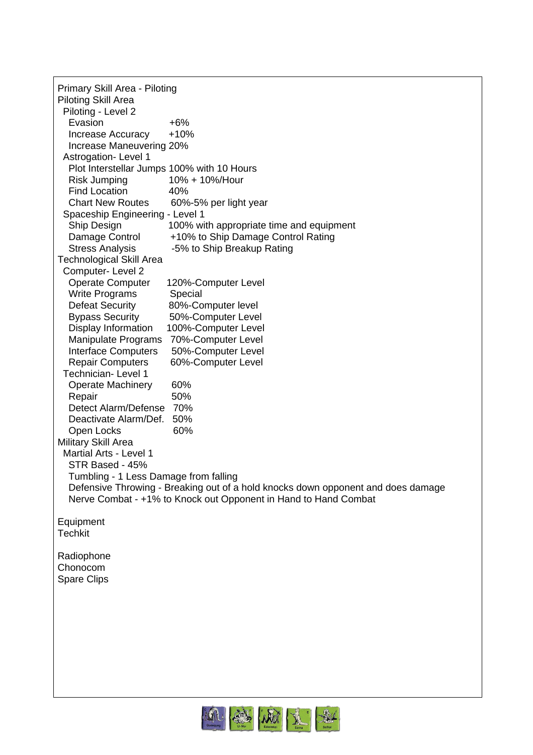Primary Skill Area - Piloting

Piloting Skill Area

Piloting - Level 2

| | |
|---|---|
| Evasion | +6% |
| Increase Accuracy | +10% |
| Increase Maneuvering | 20% |

Astrogation- Level 1

| | |
|---|---|
| Plot Interstellar Jumps | 100% with 10 Hours |
| Risk Jumping | 10% + 10%/Hour |
| Find Location | 40% |
| Chart New Routes | 60%-5% per light year |

Spaceship Engineering - Level 1

| | |
|---|---|
| Ship Design | 100% with appropriate time and equipment |
| Damage Control | +10% to Ship Damage Control Rating |
| Stress Analysis | -5% to Ship Breakup Rating |

Technological Skill Area

Computer- Level 2

| | |
|---|---|
| Operate Computer | 120%-Computer Level |
| Write Programs | Special |
| Defeat Security | 80%-Computer level |
| Bypass Security | 50%-Computer Level |
| Display Information | 100%-Computer Level |
| Manipulate Programs | 70%-Computer Level |
| Interface Computers | 50%-Computer Level |
| Repair Computers | 60%-Computer Level |

Technician- Level 1

| | |
|---|---|
| Operate Machinery | 60% |
| Repair | 50% |
| Detect Alarm/Defense | 70% |
| Deactivate Alarm/Def. | 50% |
| Open Locks | 60% |

Military Skill Area

Martial Arts - Level 1

STR Based - 45%

Tumbling - 1 Less Damage from falling

Defensive Throwing - Breaking out of a hold knocks down opponent and does damage

Nerve Combat - +1% to Knock out Opponent in Hand to Hand Combat

Equipment

Techkit

Radiophone

Chonocom

Spare Clips